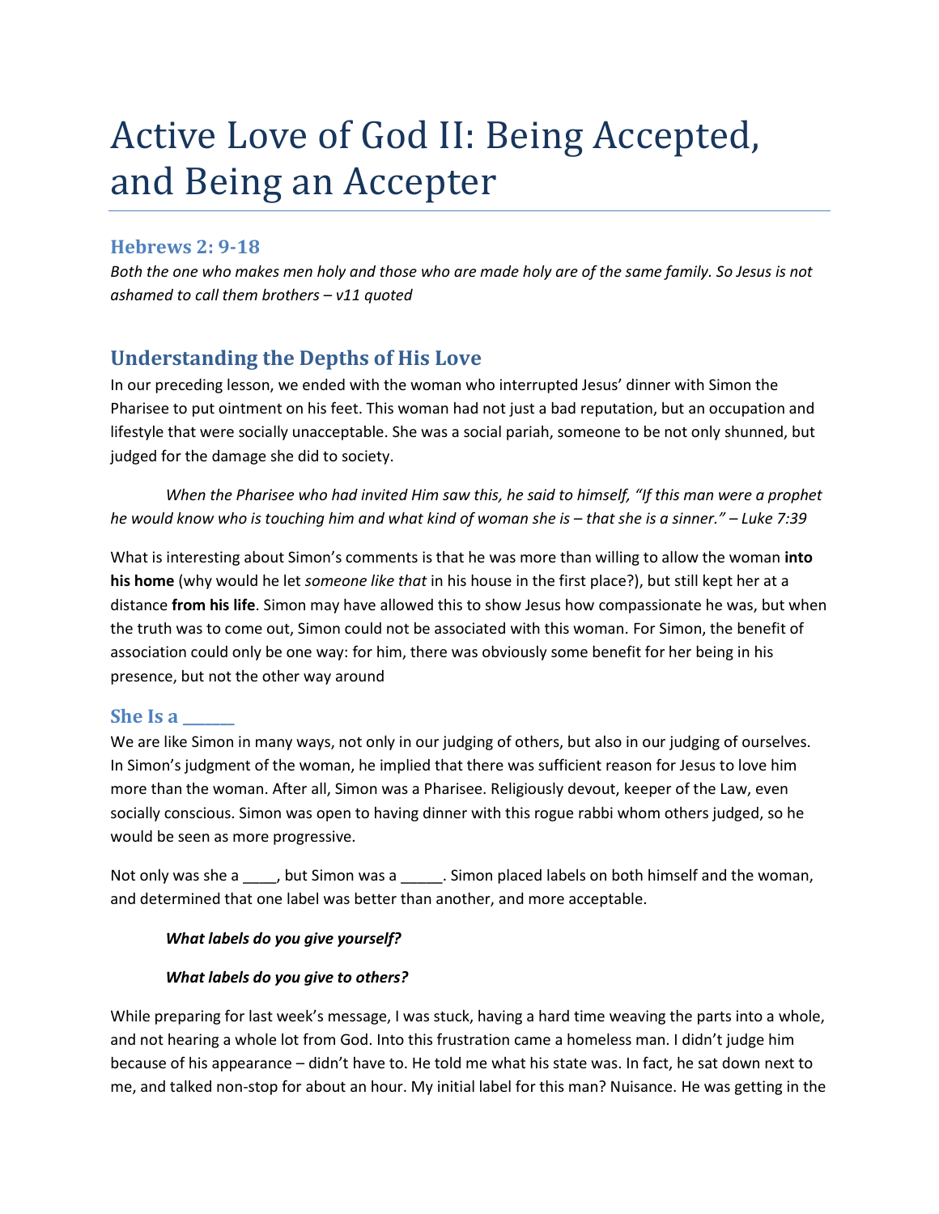# Active Love of God II: Being Accepted, and Being an Accepter

## Hebrews 2: 9-18

*Both the one who makes men holy and those who are made holy are of the same family. So Jesus is not ashamed to call them brothers – v11 quoted*

## Understanding the Depths of His Love

In our preceding lesson, we ended with the woman who interrupted Jesus' dinner with Simon the Pharisee to put ointment on his feet. This woman had not just a bad reputation, but an occupation and lifestyle that were socially unacceptable. She was a social pariah, someone to be not only shunned, but judged for the damage she did to society.

> *When the Pharisee who had invited Him saw this, he said to himself, "If this man were a prophet he would know who is touching him and what kind of woman she is – that she is a sinner." – Luke 7:39*

What is interesting about Simon's comments is that he was more than willing to allow the woman **into his home** (why would he let *someone like that* in his house in the first place?), but still kept her at a distance **from his life**. Simon may have allowed this to show Jesus how compassionate he was, but when the truth was to come out, Simon could not be associated with this woman. For Simon, the benefit of association could only be one way: for him, there was obviously some benefit for her being in his presence, but not the other way around

### She Is a ______

We are like Simon in many ways, not only in our judging of others, but also in our judging of ourselves. In Simon's judgment of the woman, he implied that there was sufficient reason for Jesus to love him more than the woman. After all, Simon was a Pharisee. Religiously devout, keeper of the Law, even socially conscious. Simon was open to having dinner with this rogue rabbi whom others judged, so he would be seen as more progressive.

Not only was she a ____, but Simon was a _____. Simon placed labels on both himself and the woman, and determined that one label was better than another, and more acceptable.

> ***What labels do you give yourself?***
>
> ***What labels do you give to others?***

While preparing for last week's message, I was stuck, having a hard time weaving the parts into a whole, and not hearing a whole lot from God. Into this frustration came a homeless man. I didn't judge him because of his appearance – didn't have to. He told me what his state was. In fact, he sat down next to me, and talked non-stop for about an hour. My initial label for this man? Nuisance. He was getting in the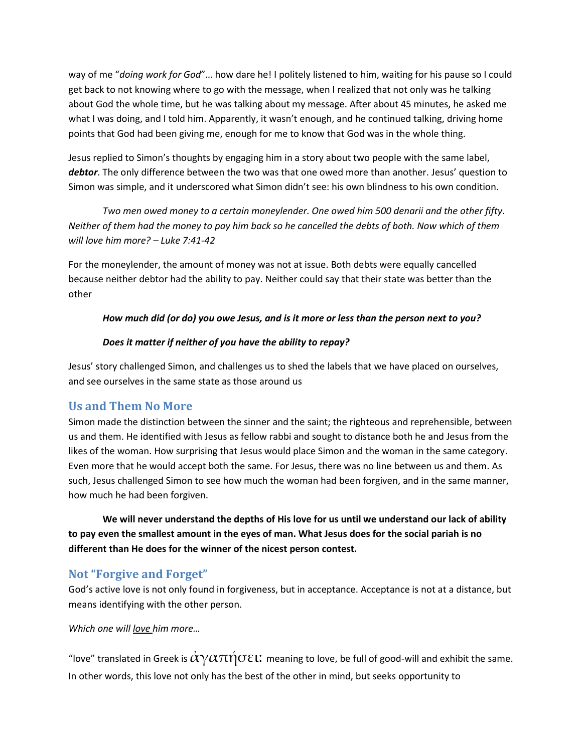way of me "*doing work for God*"… how dare he! I politely listened to him, waiting for his pause so I could get back to not knowing where to go with the message, when I realized that not only was he talking about God the whole time, but he was talking about my message. After about 45 minutes, he asked me what I was doing, and I told him. Apparently, it wasn't enough, and he continued talking, driving home points that God had been giving me, enough for me to know that God was in the whole thing.

Jesus replied to Simon's thoughts by engaging him in a story about two people with the same label, ***debtor***. The only difference between the two was that one owed more than another. Jesus' question to Simon was simple, and it underscored what Simon didn't see: his own blindness to his own condition.

*Two men owed money to a certain moneylender. One owed him 500 denarii and the other fifty. Neither of them had the money to pay him back so he cancelled the debts of both. Now which of them will love him more? – Luke 7:41-42*

For the moneylender, the amount of money was not at issue. Both debts were equally cancelled because neither debtor had the ability to pay. Neither could say that their state was better than the other

***How much did (or do) you owe Jesus, and is it more or less than the person next to you?***

***Does it matter if neither of you have the ability to repay?***

Jesus' story challenged Simon, and challenges us to shed the labels that we have placed on ourselves, and see ourselves in the same state as those around us

## Us and Them No More

Simon made the distinction between the sinner and the saint; the righteous and reprehensible, between us and them. He identified with Jesus as fellow rabbi and sought to distance both he and Jesus from the likes of the woman. How surprising that Jesus would place Simon and the woman in the same category. Even more that he would accept both the same. For Jesus, there was no line between us and them. As such, Jesus challenged Simon to see how much the woman had been forgiven, and in the same manner, how much he had been forgiven.

**We will never understand the depths of His love for us until we understand our lack of ability to pay even the smallest amount in the eyes of man. What Jesus does for the social pariah is no different than He does for the winner of the nicest person contest.**

## Not "Forgive and Forget"

God's active love is not only found in forgiveness, but in acceptance. Acceptance is not at a distance, but means identifying with the other person.

*Which one will love him more…*

"love" translated in Greek is ἀγαπήσει: meaning to love, be full of good-will and exhibit the same. In other words, this love not only has the best of the other in mind, but seeks opportunity to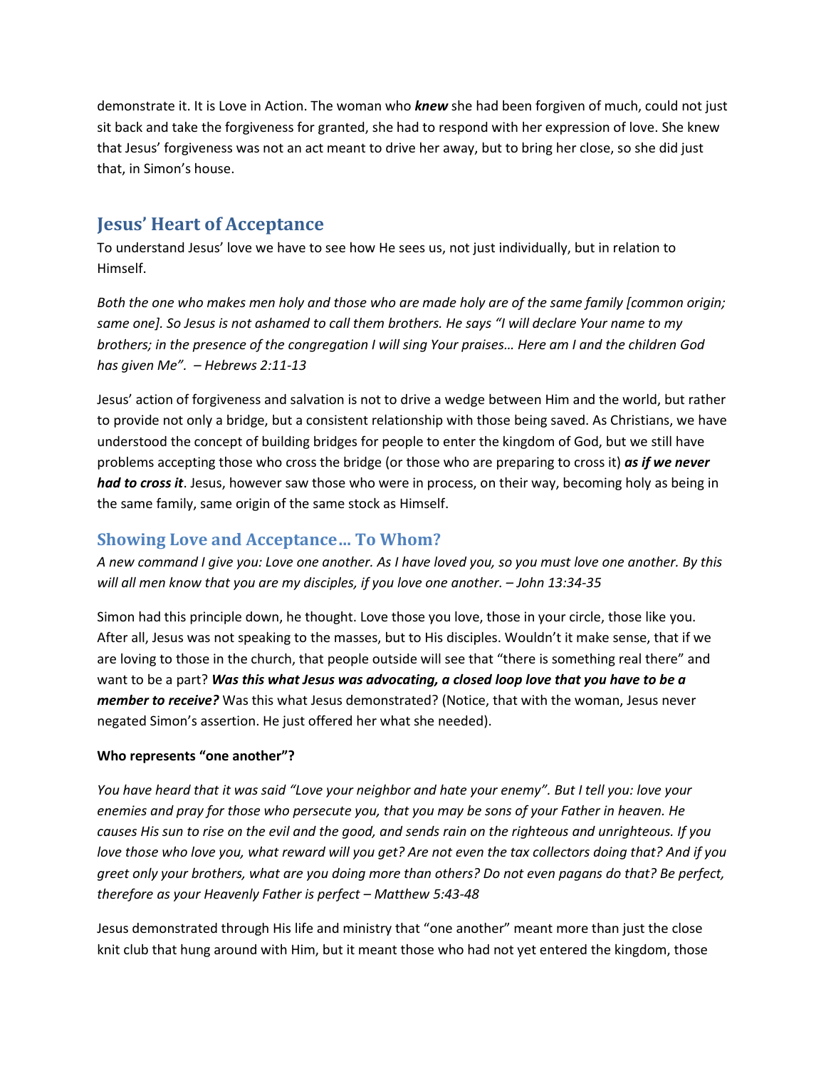demonstrate it. It is Love in Action. The woman who ***knew*** she had been forgiven of much, could not just sit back and take the forgiveness for granted, she had to respond with her expression of love. She knew that Jesus' forgiveness was not an act meant to drive her away, but to bring her close, so she did just that, in Simon's house.

## Jesus' Heart of Acceptance

To understand Jesus' love we have to see how He sees us, not just individually, but in relation to Himself.

*Both the one who makes men holy and those who are made holy are of the same family [common origin; same one]. So Jesus is not ashamed to call them brothers. He says "I will declare Your name to my brothers; in the presence of the congregation I will sing Your praises… Here am I and the children God has given Me". – Hebrews 2:11-13*

Jesus' action of forgiveness and salvation is not to drive a wedge between Him and the world, but rather to provide not only a bridge, but a consistent relationship with those being saved. As Christians, we have understood the concept of building bridges for people to enter the kingdom of God, but we still have problems accepting those who cross the bridge (or those who are preparing to cross it) ***as if we never had to cross it***. Jesus, however saw those who were in process, on their way, becoming holy as being in the same family, same origin of the same stock as Himself.

### Showing Love and Acceptance… To Whom?

*A new command I give you: Love one another. As I have loved you, so you must love one another. By this will all men know that you are my disciples, if you love one another. – John 13:34-35*

Simon had this principle down, he thought. Love those you love, those in your circle, those like you. After all, Jesus was not speaking to the masses, but to His disciples. Wouldn't it make sense, that if we are loving to those in the church, that people outside will see that "there is something real there" and want to be a part? ***Was this what Jesus was advocating, a closed loop love that you have to be a member to receive?*** Was this what Jesus demonstrated? (Notice, that with the woman, Jesus never negated Simon's assertion. He just offered her what she needed).

**Who represents "one another"?**

*You have heard that it was said "Love your neighbor and hate your enemy". But I tell you: love your enemies and pray for those who persecute you, that you may be sons of your Father in heaven. He causes His sun to rise on the evil and the good, and sends rain on the righteous and unrighteous. If you love those who love you, what reward will you get? Are not even the tax collectors doing that? And if you greet only your brothers, what are you doing more than others? Do not even pagans do that? Be perfect, therefore as your Heavenly Father is perfect – Matthew 5:43-48*

Jesus demonstrated through His life and ministry that "one another" meant more than just the close knit club that hung around with Him, but it meant those who had not yet entered the kingdom, those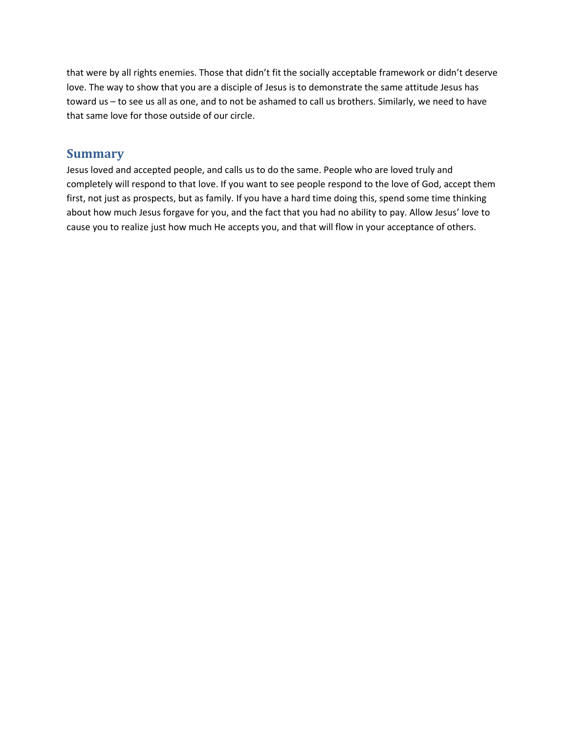that were by all rights enemies. Those that didn't fit the socially acceptable framework or didn't deserve love. The way to show that you are a disciple of Jesus is to demonstrate the same attitude Jesus has toward us – to see us all as one, and to not be ashamed to call us brothers. Similarly, we need to have that same love for those outside of our circle.

## Summary

Jesus loved and accepted people, and calls us to do the same. People who are loved truly and completely will respond to that love. If you want to see people respond to the love of God, accept them first, not just as prospects, but as family. If you have a hard time doing this, spend some time thinking about how much Jesus forgave for you, and the fact that you had no ability to pay. Allow Jesus' love to cause you to realize just how much He accepts you, and that will flow in your acceptance of others.